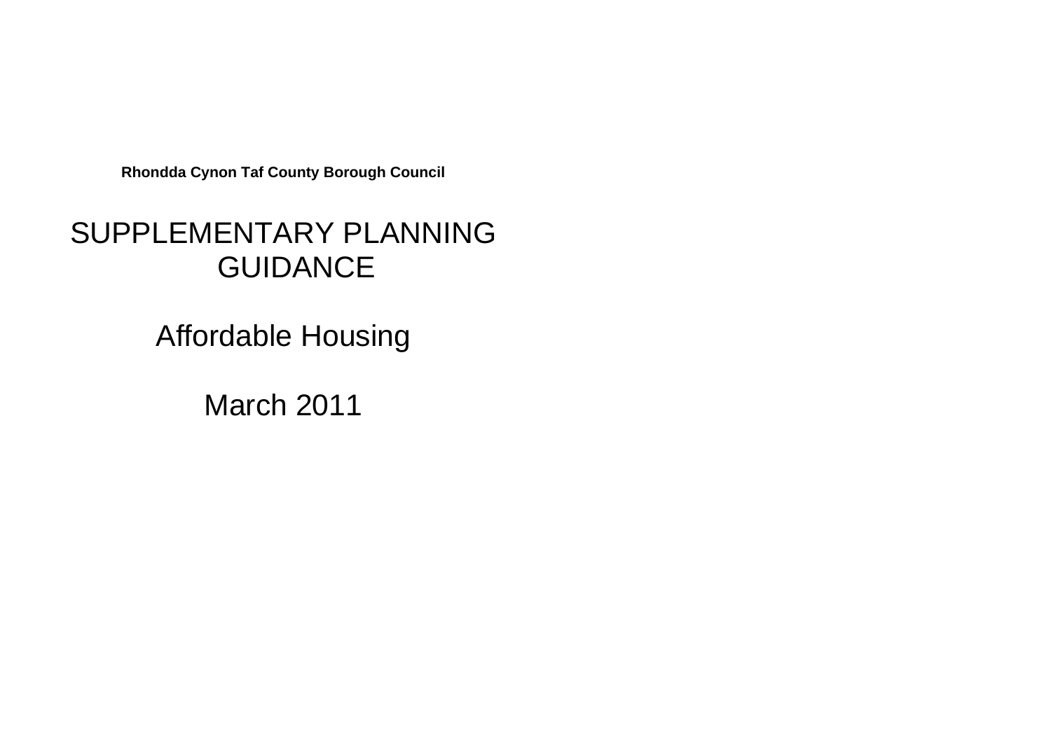**Rhondda Cynon Taf County Borough Council**

# SUPPLEMENTARY PLANNING GUIDANCE

## Affordable Housing

March 2011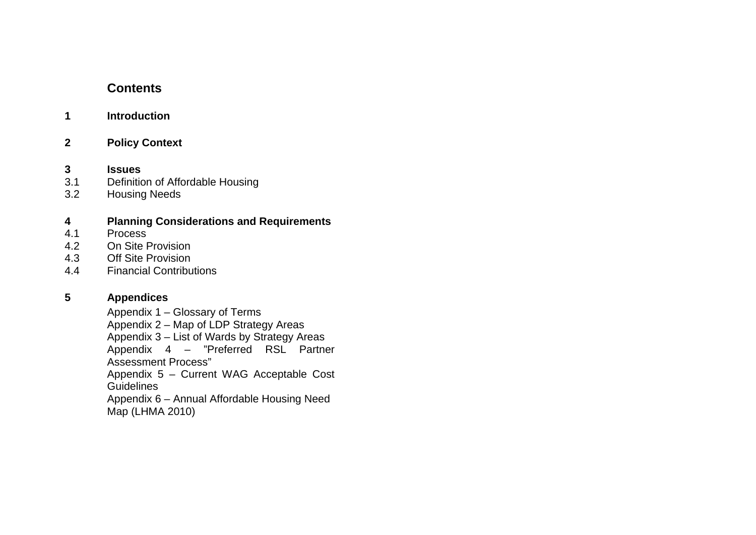## Contents

**1 Introduction**

**2 Policy Context**

**3 Issues**

3.1 Definition of Affordable Housing
3.2 Housing Needs

**4 Planning Considerations and Requirements**

4.1 Process
4.2 On Site Provision
4.3 Off Site Provision
4.4 Financial Contributions

**5 Appendices**

Appendix 1 – Glossary of Terms
Appendix 2 – Map of LDP Strategy Areas
Appendix 3 – List of Wards by Strategy Areas
Appendix 4 – "Preferred RSL Partner Assessment Process"
Appendix 5 – Current WAG Acceptable Cost Guidelines
Appendix 6 – Annual Affordable Housing Need Map (LHMA 2010)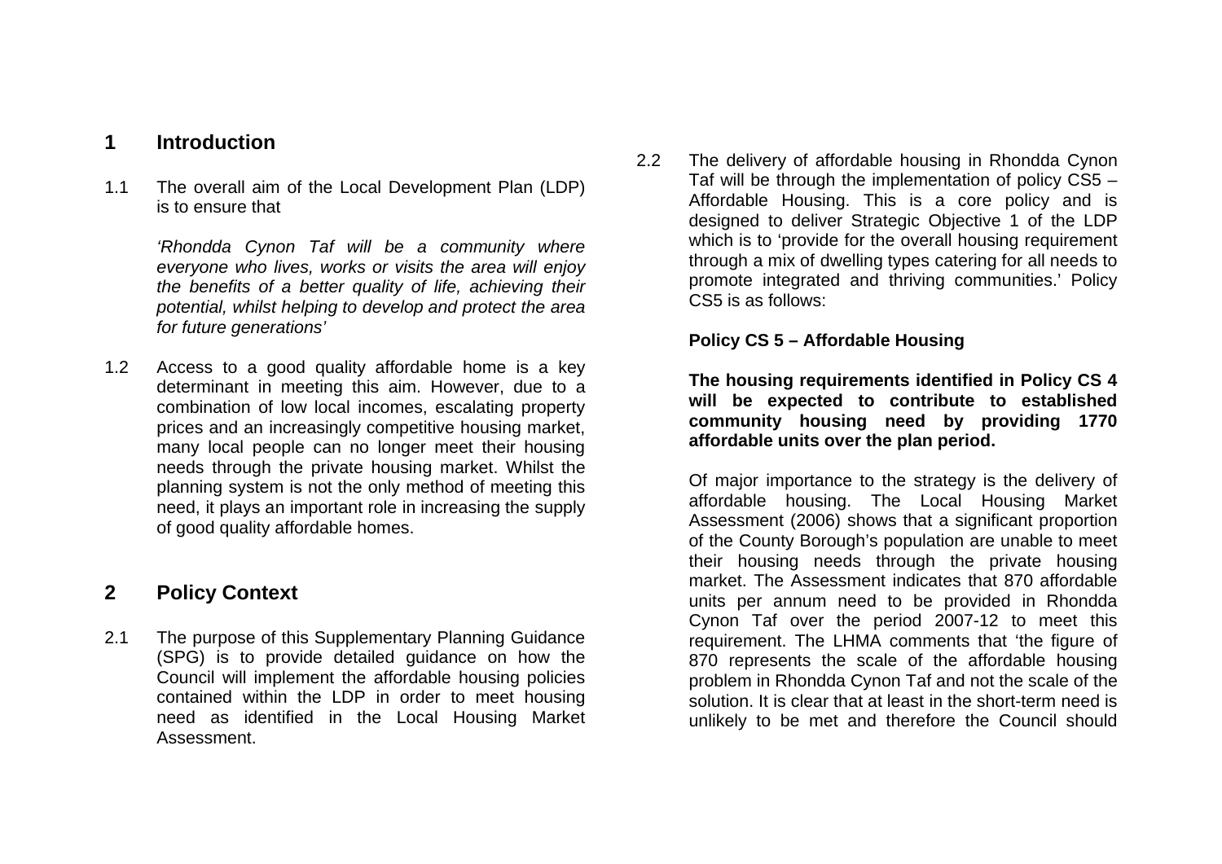## 1 Introduction

1.1 The overall aim of the Local Development Plan (LDP) is to ensure that

*'Rhondda Cynon Taf will be a community where everyone who lives, works or visits the area will enjoy the benefits of a better quality of life, achieving their potential, whilst helping to develop and protect the area for future generations'*

1.2 Access to a good quality affordable home is a key determinant in meeting this aim. However, due to a combination of low local incomes, escalating property prices and an increasingly competitive housing market, many local people can no longer meet their housing needs through the private housing market. Whilst the planning system is not the only method of meeting this need, it plays an important role in increasing the supply of good quality affordable homes.

## 2 Policy Context

2.1 The purpose of this Supplementary Planning Guidance (SPG) is to provide detailed guidance on how the Council will implement the affordable housing policies contained within the LDP in order to meet housing need as identified in the Local Housing Market Assessment.

2.2 The delivery of affordable housing in Rhondda Cynon Taf will be through the implementation of policy CS5 – Affordable Housing. This is a core policy and is designed to deliver Strategic Objective 1 of the LDP which is to 'provide for the overall housing requirement through a mix of dwelling types catering for all needs to promote integrated and thriving communities.' Policy CS5 is as follows:

**Policy CS 5 – Affordable Housing**

**The housing requirements identified in Policy CS 4 will be expected to contribute to established community housing need by providing 1770 affordable units over the plan period.**

Of major importance to the strategy is the delivery of affordable housing. The Local Housing Market Assessment (2006) shows that a significant proportion of the County Borough's population are unable to meet their housing needs through the private housing market. The Assessment indicates that 870 affordable units per annum need to be provided in Rhondda Cynon Taf over the period 2007-12 to meet this requirement. The LHMA comments that 'the figure of 870 represents the scale of the affordable housing problem in Rhondda Cynon Taf and not the scale of the solution. It is clear that at least in the short-term need is unlikely to be met and therefore the Council should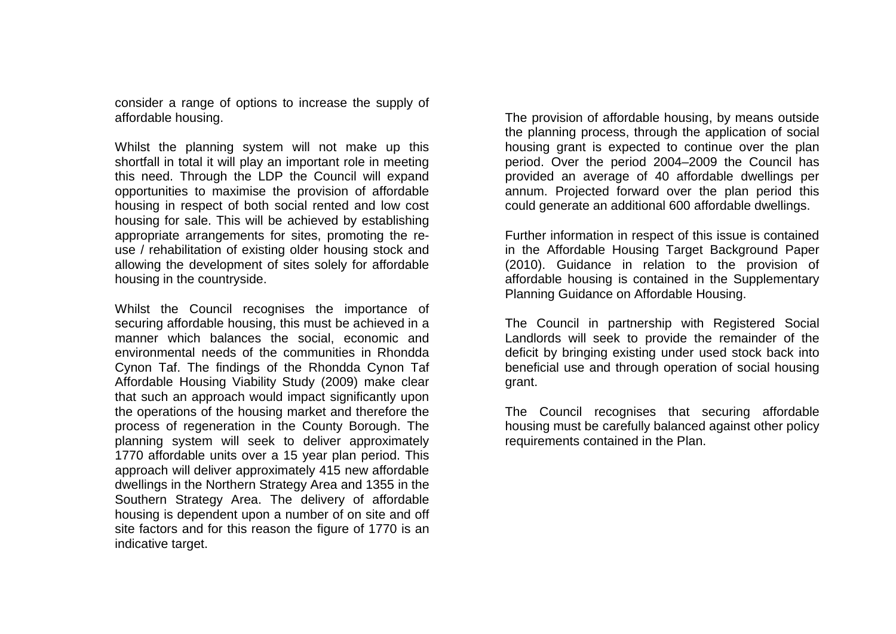consider a range of options to increase the supply of affordable housing.

Whilst the planning system will not make up this shortfall in total it will play an important role in meeting this need. Through the LDP the Council will expand opportunities to maximise the provision of affordable housing in respect of both social rented and low cost housing for sale. This will be achieved by establishing appropriate arrangements for sites, promoting the re-use / rehabilitation of existing older housing stock and allowing the development of sites solely for affordable housing in the countryside.

Whilst the Council recognises the importance of securing affordable housing, this must be achieved in a manner which balances the social, economic and environmental needs of the communities in Rhondda Cynon Taf. The findings of the Rhondda Cynon Taf Affordable Housing Viability Study (2009) make clear that such an approach would impact significantly upon the operations of the housing market and therefore the process of regeneration in the County Borough. The planning system will seek to deliver approximately 1770 affordable units over a 15 year plan period. This approach will deliver approximately 415 new affordable dwellings in the Northern Strategy Area and 1355 in the Southern Strategy Area. The delivery of affordable housing is dependent upon a number of on site and off site factors and for this reason the figure of 1770 is an indicative target.

The provision of affordable housing, by means outside the planning process, through the application of social housing grant is expected to continue over the plan period. Over the period 2004–2009 the Council has provided an average of 40 affordable dwellings per annum. Projected forward over the plan period this could generate an additional 600 affordable dwellings.

Further information in respect of this issue is contained in the Affordable Housing Target Background Paper (2010). Guidance in relation to the provision of affordable housing is contained in the Supplementary Planning Guidance on Affordable Housing.

The Council in partnership with Registered Social Landlords will seek to provide the remainder of the deficit by bringing existing under used stock back into beneficial use and through operation of social housing grant.

The Council recognises that securing affordable housing must be carefully balanced against other policy requirements contained in the Plan.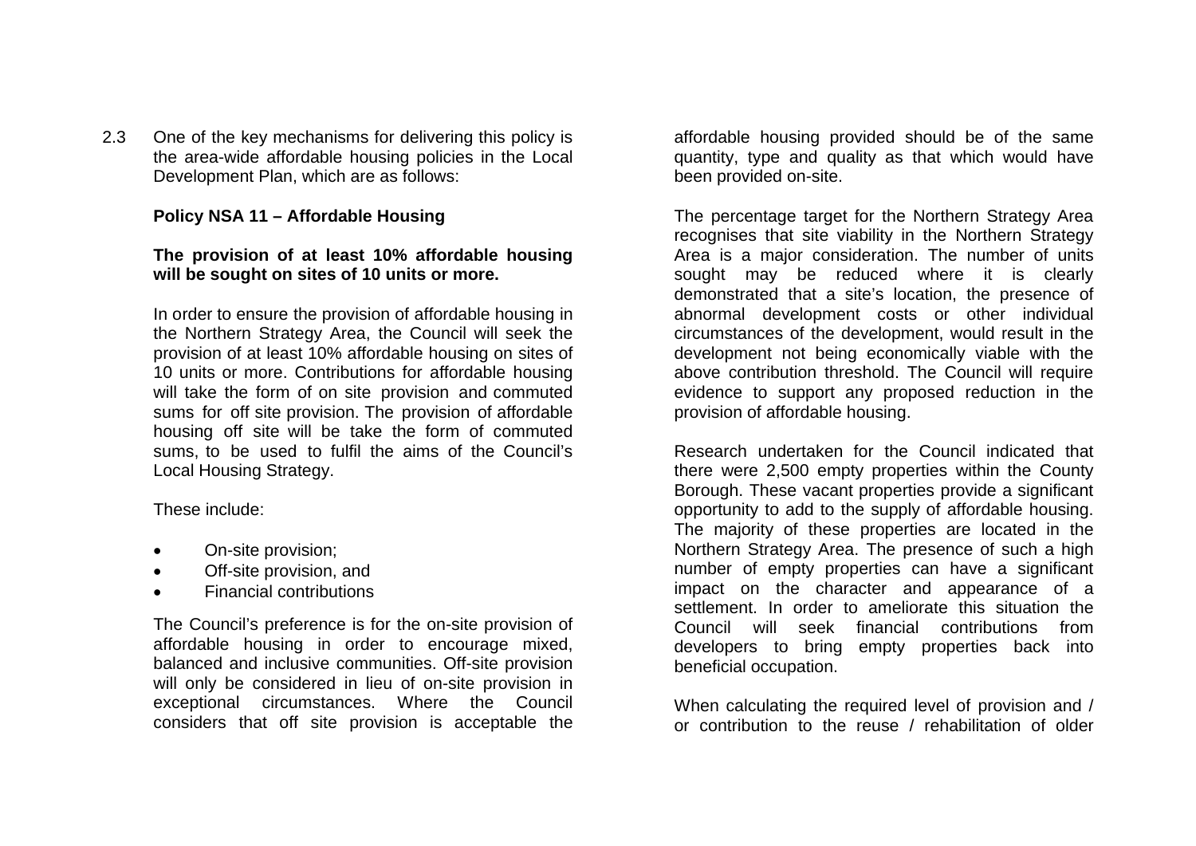2.3 One of the key mechanisms for delivering this policy is the area-wide affordable housing policies in the Local Development Plan, which are as follows:

**Policy NSA 11 – Affordable Housing**

**The provision of at least 10% affordable housing will be sought on sites of 10 units or more.**

In order to ensure the provision of affordable housing in the Northern Strategy Area, the Council will seek the provision of at least 10% affordable housing on sites of 10 units or more. Contributions for affordable housing will take the form of on site provision and commuted sums for off site provision. The provision of affordable housing off site will be take the form of commuted sums, to be used to fulfil the aims of the Council's Local Housing Strategy.

These include:

- On-site provision;
- Off-site provision, and
- Financial contributions

The Council's preference is for the on-site provision of affordable housing in order to encourage mixed, balanced and inclusive communities. Off-site provision will only be considered in lieu of on-site provision in exceptional circumstances. Where the Council considers that off site provision is acceptable the affordable housing provided should be of the same quantity, type and quality as that which would have been provided on-site.

The percentage target for the Northern Strategy Area recognises that site viability in the Northern Strategy Area is a major consideration. The number of units sought may be reduced where it is clearly demonstrated that a site's location, the presence of abnormal development costs or other individual circumstances of the development, would result in the development not being economically viable with the above contribution threshold. The Council will require evidence to support any proposed reduction in the provision of affordable housing.

Research undertaken for the Council indicated that there were 2,500 empty properties within the County Borough. These vacant properties provide a significant opportunity to add to the supply of affordable housing. The majority of these properties are located in the Northern Strategy Area. The presence of such a high number of empty properties can have a significant impact on the character and appearance of a settlement. In order to ameliorate this situation the Council will seek financial contributions from developers to bring empty properties back into beneficial occupation.

When calculating the required level of provision and / or contribution to the reuse / rehabilitation of older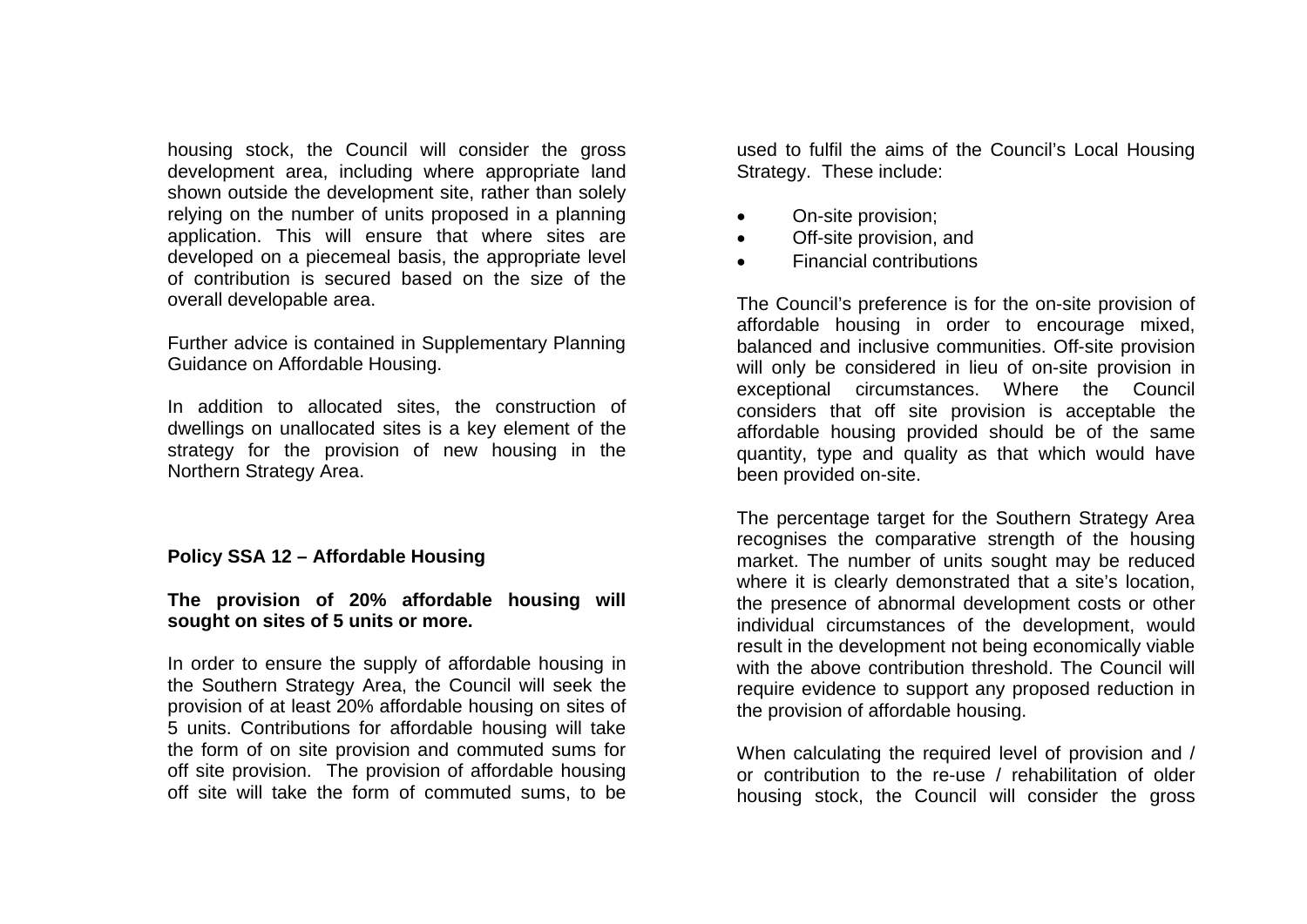housing stock, the Council will consider the gross development area, including where appropriate land shown outside the development site, rather than solely relying on the number of units proposed in a planning application. This will ensure that where sites are developed on a piecemeal basis, the appropriate level of contribution is secured based on the size of the overall developable area.

Further advice is contained in Supplementary Planning Guidance on Affordable Housing.

In addition to allocated sites, the construction of dwellings on unallocated sites is a key element of the strategy for the provision of new housing in the Northern Strategy Area.

**Policy SSA 12 – Affordable Housing**

**The provision of 20% affordable housing will sought on sites of 5 units or more.**

In order to ensure the supply of affordable housing in the Southern Strategy Area, the Council will seek the provision of at least 20% affordable housing on sites of 5 units. Contributions for affordable housing will take the form of on site provision and commuted sums for off site provision. The provision of affordable housing off site will take the form of commuted sums, to be used to fulfil the aims of the Council's Local Housing Strategy. These include:

- On-site provision;
- Off-site provision, and
- Financial contributions

The Council's preference is for the on-site provision of affordable housing in order to encourage mixed, balanced and inclusive communities. Off-site provision will only be considered in lieu of on-site provision in exceptional circumstances. Where the Council considers that off site provision is acceptable the affordable housing provided should be of the same quantity, type and quality as that which would have been provided on-site.

The percentage target for the Southern Strategy Area recognises the comparative strength of the housing market. The number of units sought may be reduced where it is clearly demonstrated that a site's location, the presence of abnormal development costs or other individual circumstances of the development, would result in the development not being economically viable with the above contribution threshold. The Council will require evidence to support any proposed reduction in the provision of affordable housing.

When calculating the required level of provision and / or contribution to the re-use / rehabilitation of older housing stock, the Council will consider the gross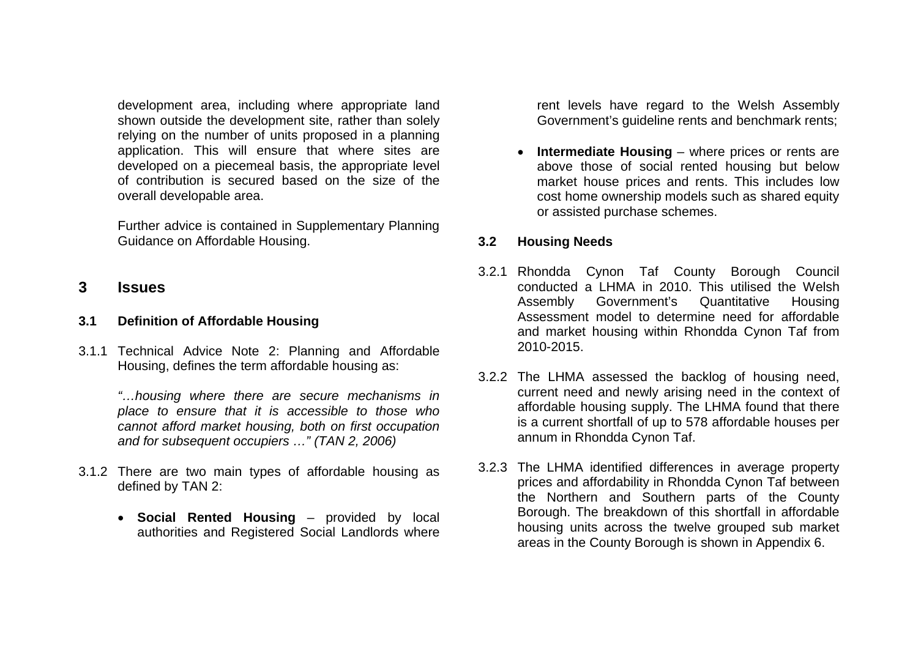development area, including where appropriate land shown outside the development site, rather than solely relying on the number of units proposed in a planning application. This will ensure that where sites are developed on a piecemeal basis, the appropriate level of contribution is secured based on the size of the overall developable area.

Further advice is contained in Supplementary Planning Guidance on Affordable Housing.

# 3 Issues

## 3.1 Definition of Affordable Housing

3.1.1 Technical Advice Note 2: Planning and Affordable Housing, defines the term affordable housing as:

*"…housing where there are secure mechanisms in place to ensure that it is accessible to those who cannot afford market housing, both on first occupation and for subsequent occupiers …" (TAN 2, 2006)*

3.1.2 There are two main types of affordable housing as defined by TAN 2:

- **Social Rented Housing** – provided by local authorities and Registered Social Landlords where rent levels have regard to the Welsh Assembly Government's guideline rents and benchmark rents;
- **Intermediate Housing** – where prices or rents are above those of social rented housing but below market house prices and rents. This includes low cost home ownership models such as shared equity or assisted purchase schemes.

## 3.2 Housing Needs

3.2.1 Rhondda Cynon Taf County Borough Council conducted a LHMA in 2010. This utilised the Welsh Assembly Government's Quantitative Housing Assessment model to determine need for affordable and market housing within Rhondda Cynon Taf from 2010-2015.

3.2.2 The LHMA assessed the backlog of housing need, current need and newly arising need in the context of affordable housing supply. The LHMA found that there is a current shortfall of up to 578 affordable houses per annum in Rhondda Cynon Taf.

3.2.3 The LHMA identified differences in average property prices and affordability in Rhondda Cynon Taf between the Northern and Southern parts of the County Borough. The breakdown of this shortfall in affordable housing units across the twelve grouped sub market areas in the County Borough is shown in Appendix 6.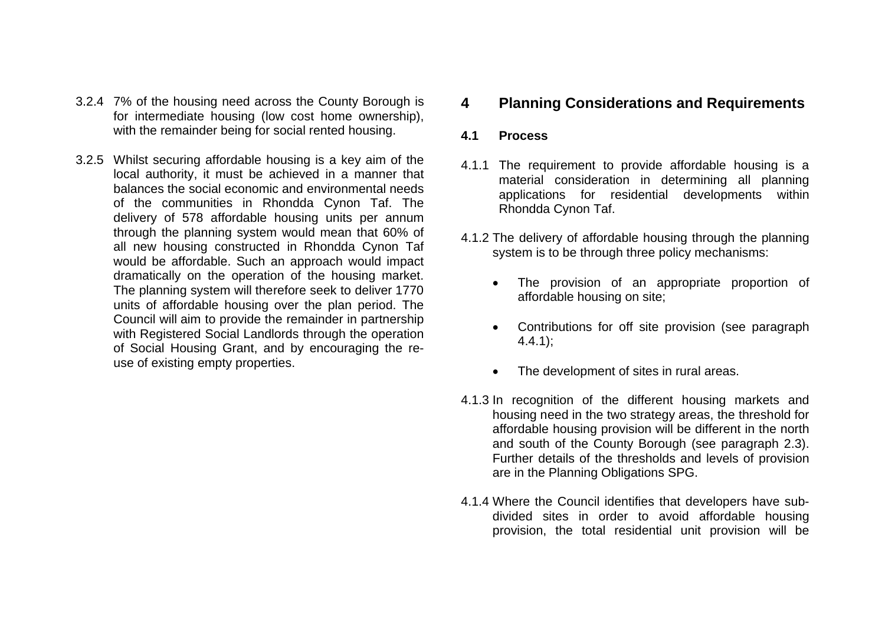3.2.4 7% of the housing need across the County Borough is for intermediate housing (low cost home ownership), with the remainder being for social rented housing.

3.2.5 Whilst securing affordable housing is a key aim of the local authority, it must be achieved in a manner that balances the social economic and environmental needs of the communities in Rhondda Cynon Taf. The delivery of 578 affordable housing units per annum through the planning system would mean that 60% of all new housing constructed in Rhondda Cynon Taf would be affordable. Such an approach would impact dramatically on the operation of the housing market. The planning system will therefore seek to deliver 1770 units of affordable housing over the plan period. The Council will aim to provide the remainder in partnership with Registered Social Landlords through the operation of Social Housing Grant, and by encouraging the re-use of existing empty properties.

# 4 Planning Considerations and Requirements

## 4.1 Process

4.1.1 The requirement to provide affordable housing is a material consideration in determining all planning applications for residential developments within Rhondda Cynon Taf.

4.1.2 The delivery of affordable housing through the planning system is to be through three policy mechanisms:

- The provision of an appropriate proportion of affordable housing on site;
- Contributions for off site provision (see paragraph 4.4.1);
- The development of sites in rural areas.

4.1.3 In recognition of the different housing markets and housing need in the two strategy areas, the threshold for affordable housing provision will be different in the north and south of the County Borough (see paragraph 2.3). Further details of the thresholds and levels of provision are in the Planning Obligations SPG.

4.1.4 Where the Council identifies that developers have sub-divided sites in order to avoid affordable housing provision, the total residential unit provision will be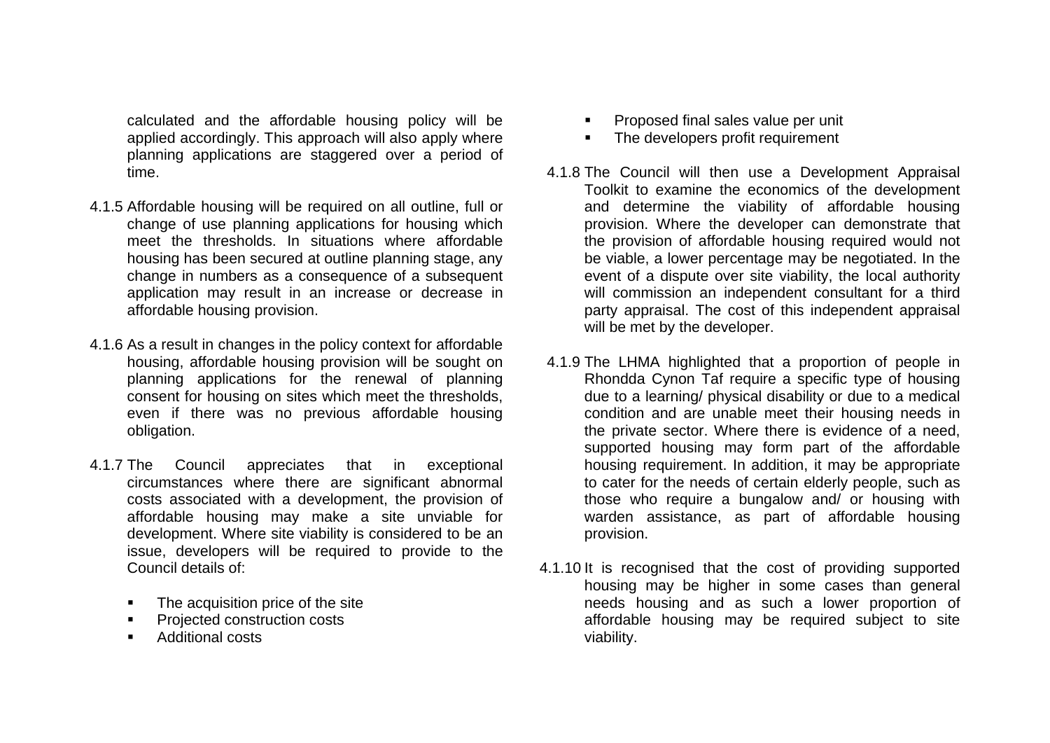calculated and the affordable housing policy will be applied accordingly. This approach will also apply where planning applications are staggered over a period of time.

4.1.5 Affordable housing will be required on all outline, full or change of use planning applications for housing which meet the thresholds. In situations where affordable housing has been secured at outline planning stage, any change in numbers as a consequence of a subsequent application may result in an increase or decrease in affordable housing provision.

4.1.6 As a result in changes in the policy context for affordable housing, affordable housing provision will be sought on planning applications for the renewal of planning consent for housing on sites which meet the thresholds, even if there was no previous affordable housing obligation.

4.1.7 The Council appreciates that in exceptional circumstances where there are significant abnormal costs associated with a development, the provision of affordable housing may make a site unviable for development. Where site viability is considered to be an issue, developers will be required to provide to the Council details of:

- The acquisition price of the site
- Projected construction costs
- Additional costs
- Proposed final sales value per unit
- The developers profit requirement

4.1.8 The Council will then use a Development Appraisal Toolkit to examine the economics of the development and determine the viability of affordable housing provision. Where the developer can demonstrate that the provision of affordable housing required would not be viable, a lower percentage may be negotiated. In the event of a dispute over site viability, the local authority will commission an independent consultant for a third party appraisal. The cost of this independent appraisal will be met by the developer.

4.1.9 The LHMA highlighted that a proportion of people in Rhondda Cynon Taf require a specific type of housing due to a learning/ physical disability or due to a medical condition and are unable meet their housing needs in the private sector. Where there is evidence of a need, supported housing may form part of the affordable housing requirement. In addition, it may be appropriate to cater for the needs of certain elderly people, such as those who require a bungalow and/ or housing with warden assistance, as part of affordable housing provision.

4.1.10 It is recognised that the cost of providing supported housing may be higher in some cases than general needs housing and as such a lower proportion of affordable housing may be required subject to site viability.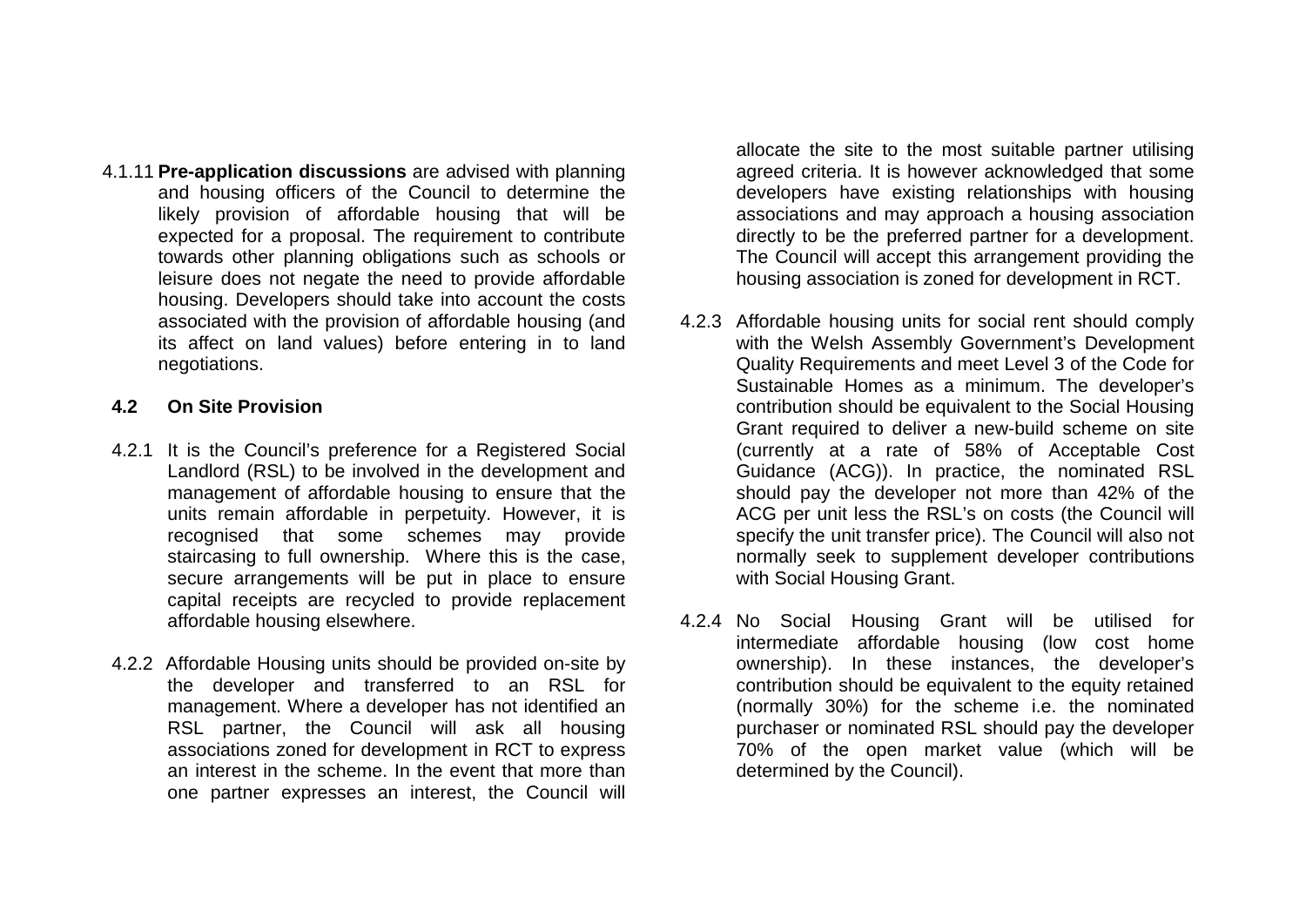4.1.11 **Pre-application discussions** are advised with planning and housing officers of the Council to determine the likely provision of affordable housing that will be expected for a proposal. The requirement to contribute towards other planning obligations such as schools or leisure does not negate the need to provide affordable housing. Developers should take into account the costs associated with the provision of affordable housing (and its affect on land values) before entering in to land negotiations.

### 4.2 On Site Provision

4.2.1 It is the Council's preference for a Registered Social Landlord (RSL) to be involved in the development and management of affordable housing to ensure that the units remain affordable in perpetuity. However, it is recognised that some schemes may provide staircasing to full ownership. Where this is the case, secure arrangements will be put in place to ensure capital receipts are recycled to provide replacement affordable housing elsewhere.

4.2.2 Affordable Housing units should be provided on-site by the developer and transferred to an RSL for management. Where a developer has not identified an RSL partner, the Council will ask all housing associations zoned for development in RCT to express an interest in the scheme. In the event that more than one partner expresses an interest, the Council will allocate the site to the most suitable partner utilising agreed criteria. It is however acknowledged that some developers have existing relationships with housing associations and may approach a housing association directly to be the preferred partner for a development. The Council will accept this arrangement providing the housing association is zoned for development in RCT.

4.2.3 Affordable housing units for social rent should comply with the Welsh Assembly Government's Development Quality Requirements and meet Level 3 of the Code for Sustainable Homes as a minimum. The developer's contribution should be equivalent to the Social Housing Grant required to deliver a new-build scheme on site (currently at a rate of 58% of Acceptable Cost Guidance (ACG)). In practice, the nominated RSL should pay the developer not more than 42% of the ACG per unit less the RSL's on costs (the Council will specify the unit transfer price). The Council will also not normally seek to supplement developer contributions with Social Housing Grant.

4.2.4 No Social Housing Grant will be utilised for intermediate affordable housing (low cost home ownership). In these instances, the developer's contribution should be equivalent to the equity retained (normally 30%) for the scheme i.e. the nominated purchaser or nominated RSL should pay the developer 70% of the open market value (which will be determined by the Council).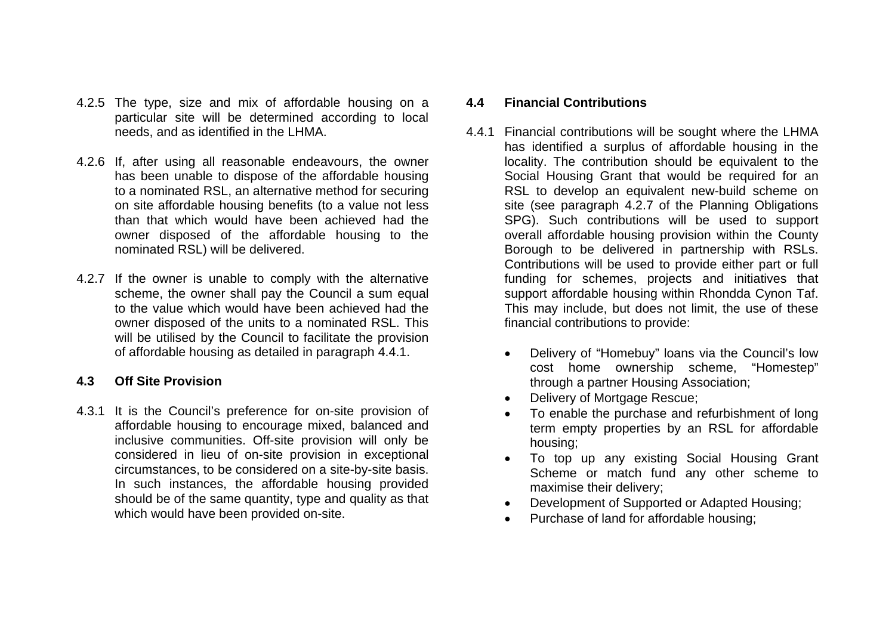4.2.5 The type, size and mix of affordable housing on a particular site will be determined according to local needs, and as identified in the LHMA.

4.2.6 If, after using all reasonable endeavours, the owner has been unable to dispose of the affordable housing to a nominated RSL, an alternative method for securing on site affordable housing benefits (to a value not less than that which would have been achieved had the owner disposed of the affordable housing to the nominated RSL) will be delivered.

4.2.7 If the owner is unable to comply with the alternative scheme, the owner shall pay the Council a sum equal to the value which would have been achieved had the owner disposed of the units to a nominated RSL. This will be utilised by the Council to facilitate the provision of affordable housing as detailed in paragraph 4.4.1.

### 4.3 Off Site Provision

4.3.1 It is the Council's preference for on-site provision of affordable housing to encourage mixed, balanced and inclusive communities. Off-site provision will only be considered in lieu of on-site provision in exceptional circumstances, to be considered on a site-by-site basis. In such instances, the affordable housing provided should be of the same quantity, type and quality as that which would have been provided on-site.

### 4.4 Financial Contributions

4.4.1 Financial contributions will be sought where the LHMA has identified a surplus of affordable housing in the locality. The contribution should be equivalent to the Social Housing Grant that would be required for an RSL to develop an equivalent new-build scheme on site (see paragraph 4.2.7 of the Planning Obligations SPG). Such contributions will be used to support overall affordable housing provision within the County Borough to be delivered in partnership with RSLs. Contributions will be used to provide either part or full funding for schemes, projects and initiatives that support affordable housing within Rhondda Cynon Taf. This may include, but does not limit, the use of these financial contributions to provide:

- Delivery of "Homebuy" loans via the Council's low cost home ownership scheme, "Homestep" through a partner Housing Association;
- Delivery of Mortgage Rescue;
- To enable the purchase and refurbishment of long term empty properties by an RSL for affordable housing;
- To top up any existing Social Housing Grant Scheme or match fund any other scheme to maximise their delivery;
- Development of Supported or Adapted Housing;
- Purchase of land for affordable housing;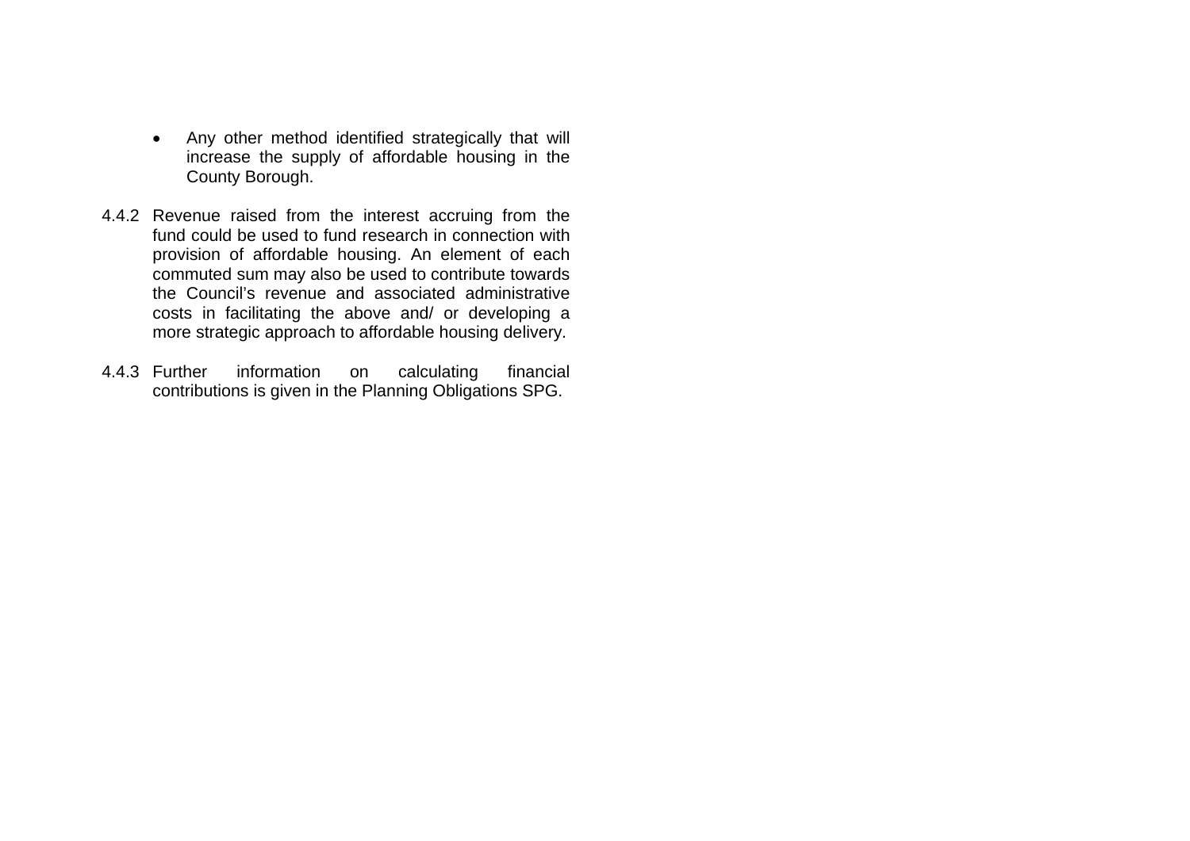- Any other method identified strategically that will increase the supply of affordable housing in the County Borough.

4.4.2 Revenue raised from the interest accruing from the fund could be used to fund research in connection with provision of affordable housing. An element of each commuted sum may also be used to contribute towards the Council's revenue and associated administrative costs in facilitating the above and/ or developing a more strategic approach to affordable housing delivery.

4.4.3 Further information on calculating financial contributions is given in the Planning Obligations SPG.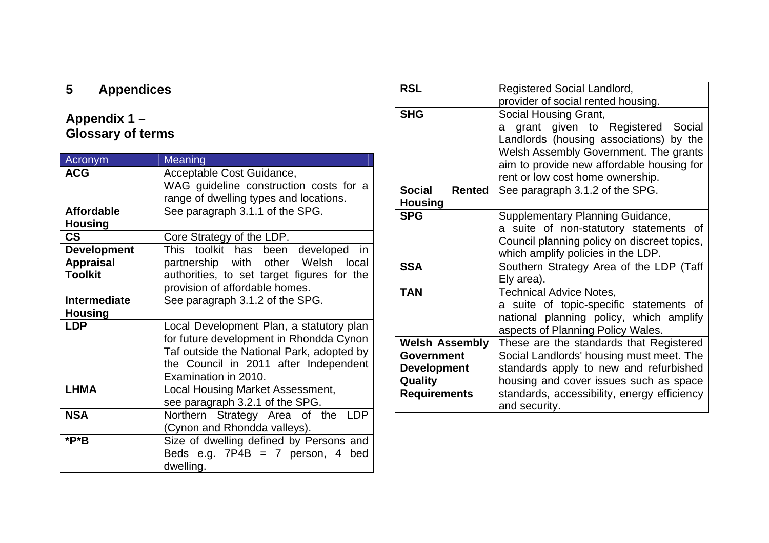# 5 Appendices

## Appendix 1 – Glossary of terms

| Acronym | Meaning |
|---|---|
| **ACG** | Acceptable Cost Guidance, WAG guideline construction costs for a range of dwelling types and locations. |
| **Affordable Housing** | See paragraph 3.1.1 of the SPG. |
| **CS** | Core Strategy of the LDP. |
| **Development Appraisal Toolkit** | This toolkit has been developed in partnership with other Welsh local authorities, to set target figures for the provision of affordable homes. |
| **Intermediate Housing** | See paragraph 3.1.2 of the SPG. |
| **LDP** | Local Development Plan, a statutory plan for future development in Rhondda Cynon Taf outside the National Park, adopted by the Council in 2011 after Independent Examination in 2010. |
| **LHMA** | Local Housing Market Assessment, see paragraph 3.2.1 of the SPG. |
| **NSA** | Northern Strategy Area of the LDP (Cynon and Rhondda valleys). |
| **\*P\*B** | Size of dwelling defined by Persons and Beds e.g. 7P4B = 7 person, 4 bed dwelling. |
| **RSL** | Registered Social Landlord, provider of social rented housing. |
| **SHG** | Social Housing Grant, a grant given to Registered Social Landlords (housing associations) by the Welsh Assembly Government. The grants aim to provide new affordable housing for rent or low cost home ownership. |
| **Social Rented Housing** | See paragraph 3.1.2 of the SPG. |
| **SPG** | Supplementary Planning Guidance, a suite of non-statutory statements of Council planning policy on discreet topics, which amplify policies in the LDP. |
| **SSA** | Southern Strategy Area of the LDP (Taff Ely area). |
| **TAN** | Technical Advice Notes, a suite of topic-specific statements of national planning policy, which amplify aspects of Planning Policy Wales. |
| **Welsh Assembly Government Development Quality Requirements** | These are the standards that Registered Social Landlords' housing must meet. The standards apply to new and refurbished housing and cover issues such as space standards, accessibility, energy efficiency and security. |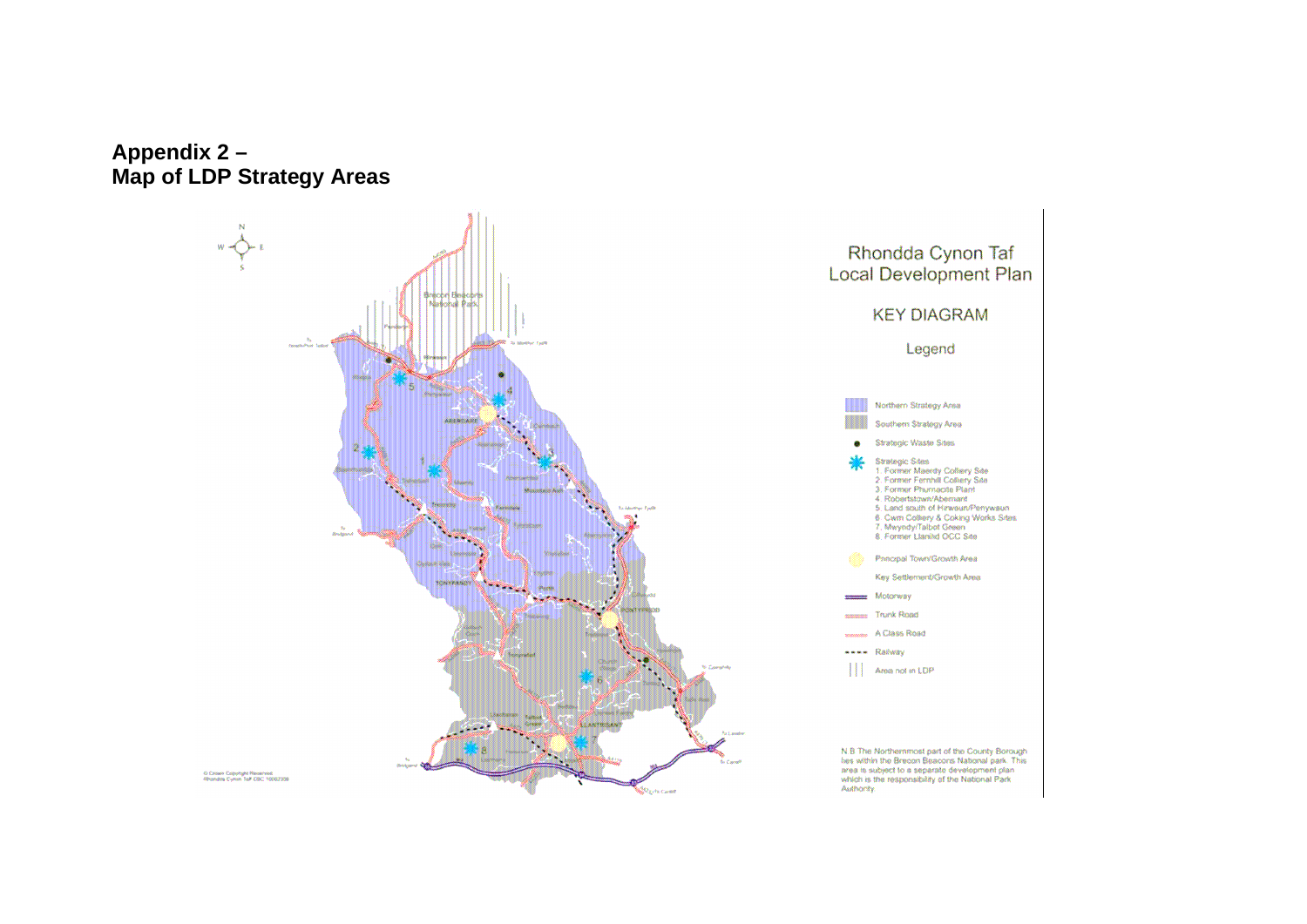## Appendix 2 –
## Map of LDP Strategy Areas

Rhondda Cynon Taf
Local Development Plan

KEY DIAGRAM

Legend

- Northern Strategy Area
- Southern Strategy Area
- Strategic Waste Sites
- Strategic Sites
  1. Former Maerdy Colliery Site
  2. Former Fernhill Colliery Site
  3. Former Phurnacite Plant
  4. Robertstown/Abernant
  5. Land south of Hirwaun/Penywaun
  6. Cwm Colliery & Coking Works Sites
  7. Mwyndy/Talbot Green
  8. Former Llanilid OCC Site
- Principal Town/Growth Area
- Key Settlement/Growth Area
- Motorway
- Trunk Road
- A Class Road
- Railway
- Area not in LDP

N.B The Northernmost part of the County Borough lies within the Brecon Beacons National park. This area is subject to a separate development plan which is the responsibility of the National Park Authority.

© Crown Copyright Reserved.
Rhondda Cynon Taf CBC 100023306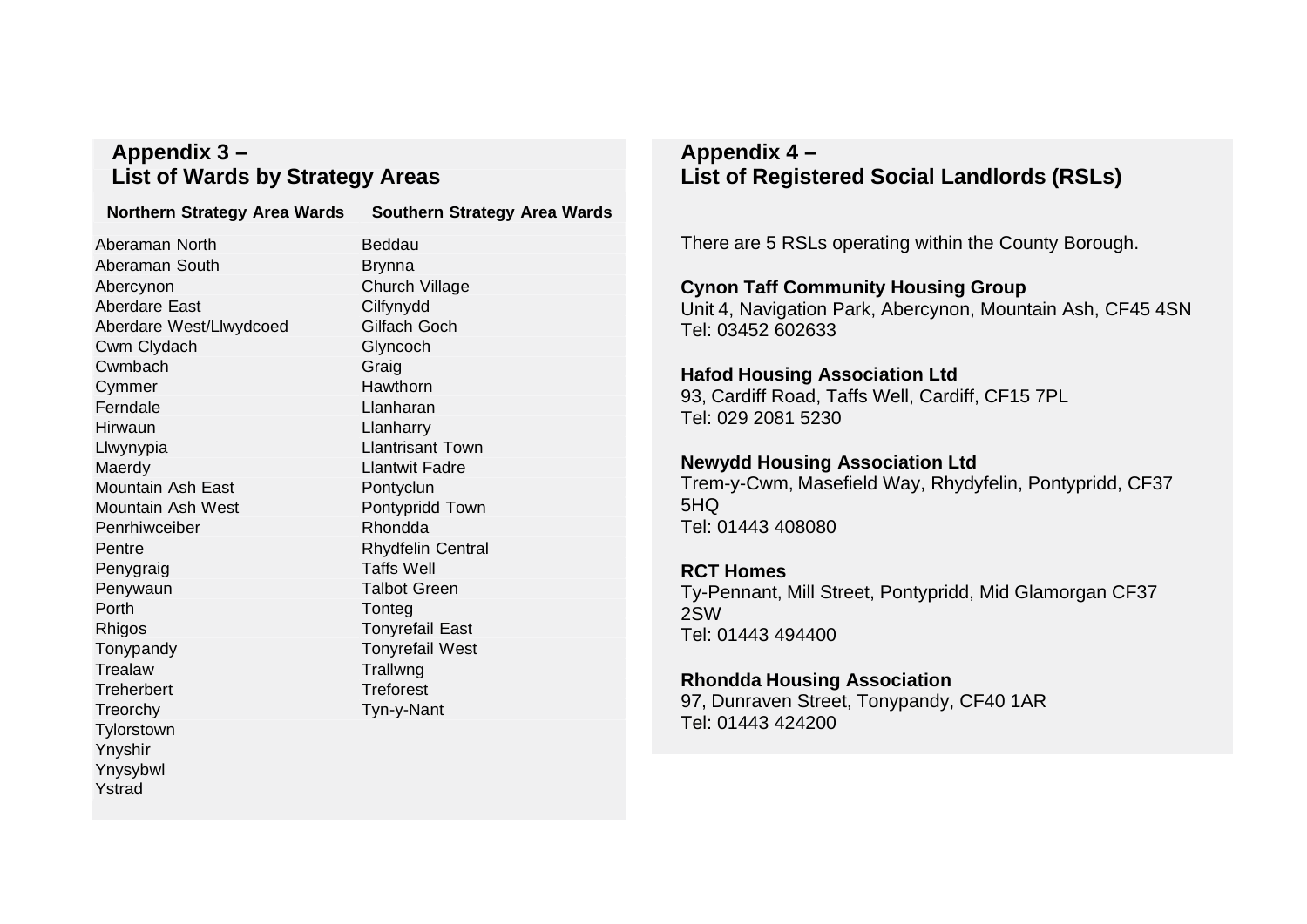## Appendix 3 –
## List of Wards by Strategy Areas

| Northern Strategy Area Wards | Southern Strategy Area Wards |
|---|---|
| Aberaman North | Beddau |
| Aberaman South | Brynna |
| Abercynon | Church Village |
| Aberdare East | Cilfynydd |
| Aberdare West/Llwydcoed | Gilfach Goch |
| Cwm Clydach | Glyncoch |
| Cwmbach | Graig |
| Cymmer | Hawthorn |
| Ferndale | Llanharan |
| Hirwaun | Llanharry |
| Llwynypia | Llantrisant Town |
| Maerdy | Llantwit Fadre |
| Mountain Ash East | Pontyclun |
| Mountain Ash West | Pontypridd Town |
| Penrhiwceiber | Rhondda |
| Pentre | Rhydfelin Central |
| Penygraig | Taffs Well |
| Penywaun | Talbot Green |
| Porth | Tonteg |
| Rhigos | Tonyrefail East |
| Tonypandy | Tonyrefail West |
| Trealaw | Trallwng |
| Treherbert | Treforest |
| Treorchy | Tyn-y-Nant |
| Tylorstown | |
| Ynyshir | |
| Ynysybwl | |
| Ystrad | |

## Appendix 4 –
## List of Registered Social Landlords (RSLs)

There are 5 RSLs operating within the County Borough.

**Cynon Taff Community Housing Group**
Unit 4, Navigation Park, Abercynon, Mountain Ash, CF45 4SN
Tel: 03452 602633

**Hafod Housing Association Ltd**
93, Cardiff Road, Taffs Well, Cardiff, CF15 7PL
Tel: 029 2081 5230

**Newydd Housing Association Ltd**
Trem-y-Cwm, Masefield Way, Rhydyfelin, Pontypridd, CF37 5HQ
Tel: 01443 408080

**RCT Homes**
Ty-Pennant, Mill Street, Pontypridd, Mid Glamorgan CF37 2SW
Tel: 01443 494400

**Rhondda Housing Association**
97, Dunraven Street, Tonypandy, CF40 1AR
Tel: 01443 424200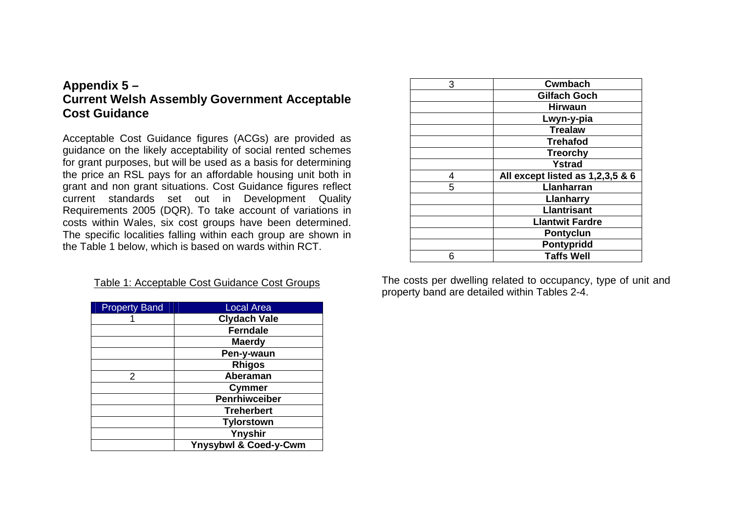## Appendix 5 – Current Welsh Assembly Government Acceptable Cost Guidance

Acceptable Cost Guidance figures (ACGs) are provided as guidance on the likely acceptability of social rented schemes for grant purposes, but will be used as a basis for determining the price an RSL pays for an affordable housing unit both in grant and non grant situations. Cost Guidance figures reflect current standards set out in Development Quality Requirements 2005 (DQR). To take account of variations in costs within Wales, six cost groups have been determined. The specific localities falling within each group are shown in the Table 1 below, which is based on wards within RCT.

Table 1: Acceptable Cost Guidance Cost Groups

| Property Band | Local Area |
|---|---|
| 1 | **Clydach Vale** |
| | **Ferndale** |
| | **Maerdy** |
| | **Pen-y-waun** |
| | **Rhigos** |
| 2 | **Aberaman** |
| | **Cymmer** |
| | **Penrhiwceiber** |
| | **Treherbert** |
| | **Tylorstown** |
| | **Ynyshir** |
| | **Ynysybwl & Coed-y-Cwm** |
| 3 | **Cwmbach** |
| | **Gilfach Goch** |
| | **Hirwaun** |
| | **Lwyn-y-pia** |
| | **Trealaw** |
| | **Trehafod** |
| | **Treorchy** |
| | **Ystrad** |
| 4 | **All except listed as 1,2,3,5 & 6** |
| 5 | **Llanharran** |
| | **Llanharry** |
| | **Llantrisant** |
| | **Llantwit Fardre** |
| | **Pontyclun** |
| | **Pontypridd** |
| 6 | **Taffs Well** |

The costs per dwelling related to occupancy, type of unit and property band are detailed within Tables 2-4.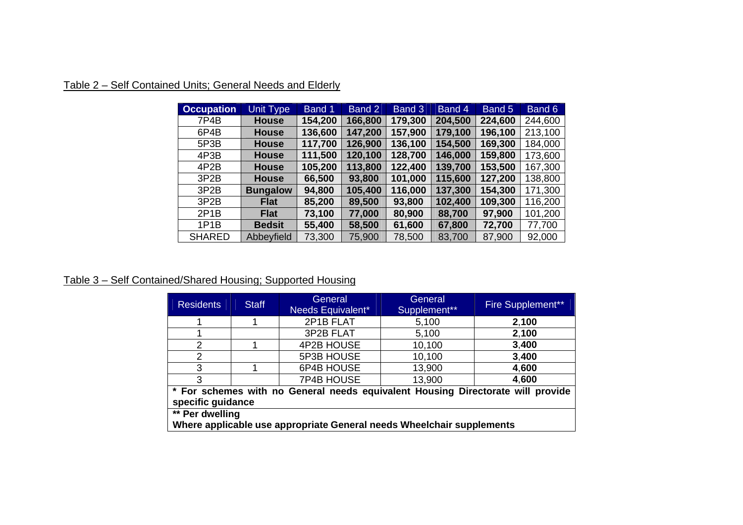Table 2 – Self Contained Units; General Needs and Elderly

| Occupation | Unit Type | Band 1 | Band 2 | Band 3 | Band 4 | Band 5 | Band 6 |
|---|---|---|---|---|---|---|---|
| 7P4B | **House** | **154,200** | **166,800** | **179,300** | **204,500** | **224,600** | 244,600 |
| 6P4B | **House** | **136,600** | **147,200** | **157,900** | **179,100** | **196,100** | 213,100 |
| 5P3B | **House** | **117,700** | **126,900** | **136,100** | **154,500** | **169,300** | 184,000 |
| 4P3B | **House** | **111,500** | **120,100** | **128,700** | **146,000** | **159,800** | 173,600 |
| 4P2B | **House** | **105,200** | **113,800** | **122,400** | **139,700** | **153,500** | 167,300 |
| 3P2B | **House** | **66,500** | **93,800** | **101,000** | **115,600** | **127,200** | 138,800 |
| 3P2B | **Bungalow** | **94,800** | **105,400** | **116,000** | **137,300** | **154,300** | 171,300 |
| 3P2B | **Flat** | **85,200** | **89,500** | **93,800** | **102,400** | **109,300** | 116,200 |
| 2P1B | **Flat** | **73,100** | **77,000** | **80,900** | **88,700** | **97,900** | 101,200 |
| 1P1B | **Bedsit** | **55,400** | **58,500** | **61,600** | **67,800** | **72,700** | 77,700 |
| SHARED | Abbeyfield | 73,300 | 75,900 | 78,500 | 83,700 | 87,900 | 92,000 |

Table 3 – Self Contained/Shared Housing; Supported Housing

| Residents | Staff | General Needs Equivalent* | General Supplement** | Fire Supplement** |
|---|---|---|---|---|
| 1 | 1 | 2P1B FLAT | 5,100 | **2,100** |
| 1 | | 3P2B FLAT | 5,100 | **2,100** |
| 2 | 1 | 4P2B HOUSE | 10,100 | **3,400** |
| 2 | | 5P3B HOUSE | 10,100 | **3,400** |
| 3 | 1 | 6P4B HOUSE | 13,900 | **4,600** |
| 3 | | 7P4B HOUSE | 13,900 | **4,600** |

**\* For schemes with no General needs equivalent Housing Directorate will provide specific guidance**

**\*\* Per dwelling**
**Where applicable use appropriate General needs Wheelchair supplements**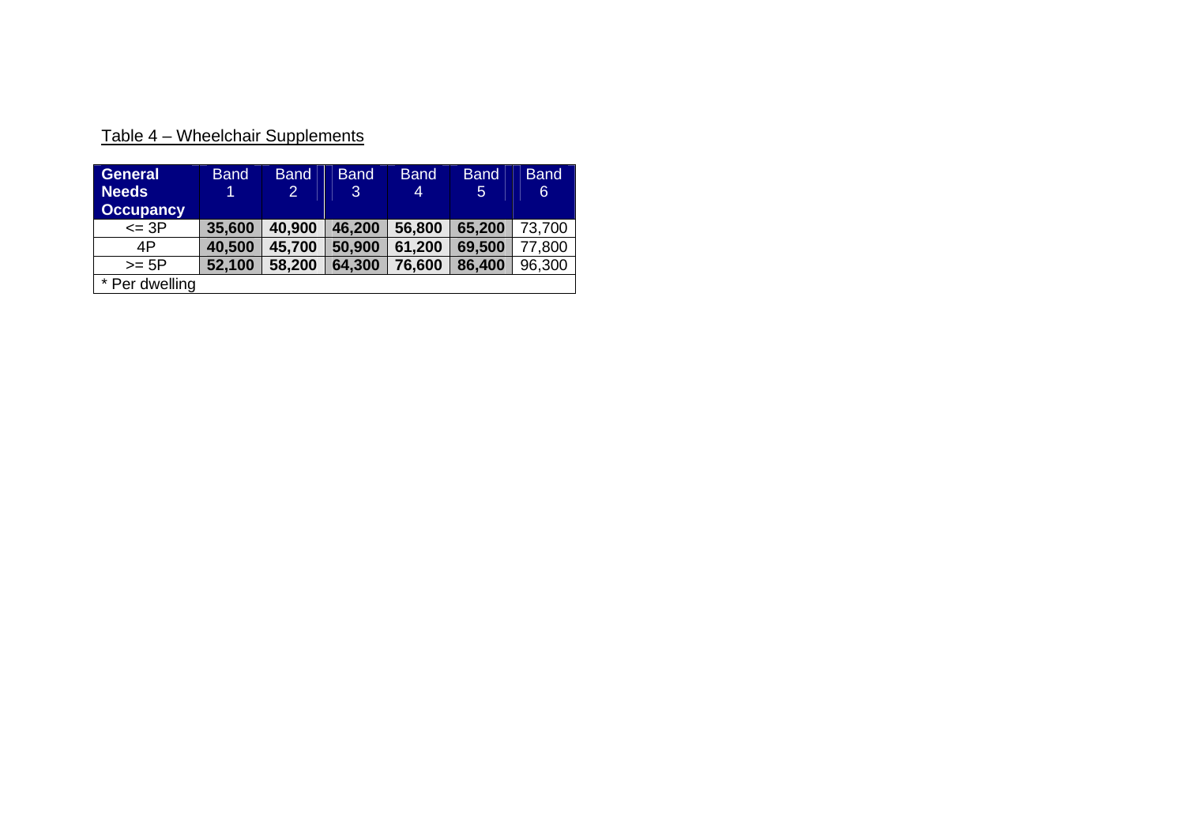Table 4 – Wheelchair Supplements

| General Needs Occupancy | Band 1 | Band 2 | Band 3 | Band 4 | Band 5 | Band 6 |
|---|---|---|---|---|---|---|
| <= 3P | **35,600** | **40,900** | **46,200** | **56,800** | **65,200** | 73,700 |
| 4P | **40,500** | **45,700** | **50,900** | **61,200** | **69,500** | 77,800 |
| >= 5P | **52,100** | **58,200** | **64,300** | **76,600** | **86,400** | 96,300 |
| * Per dwelling | | | | | | |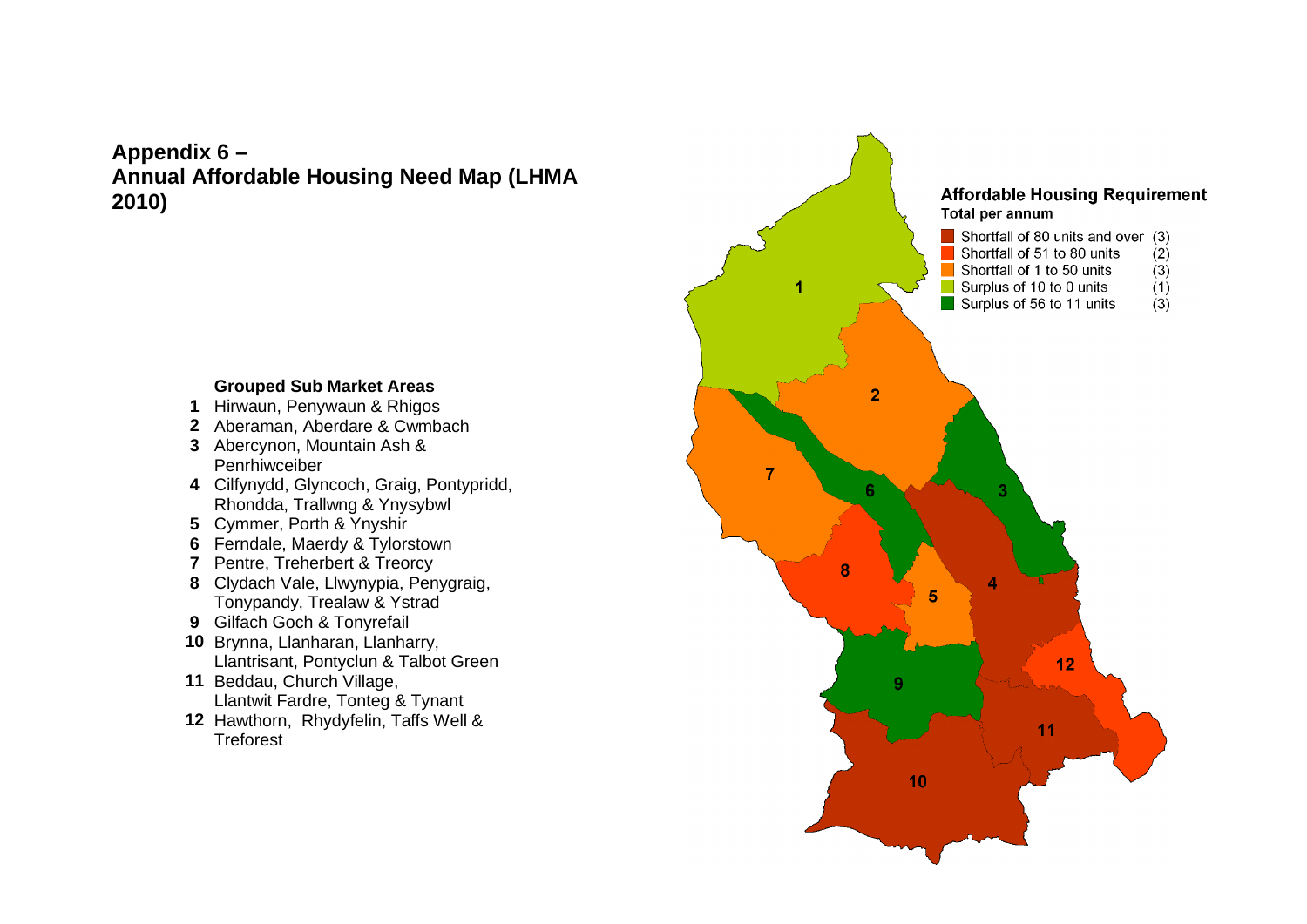## Appendix 6 – Annual Affordable Housing Need Map (LHMA 2010)

**Grouped Sub Market Areas**

1. Hirwaun, Penywaun & Rhigos
2. Aberaman, Aberdare & Cwmbach
3. Abercynon, Mountain Ash & Penrhiwceiber
4. Cilfynydd, Glyncoch, Graig, Pontypridd, Rhondda, Trallwng & Ynysybwl
5. Cymmer, Porth & Ynyshir
6. Ferndale, Maerdy & Tylorstown
7. Pentre, Treherbert & Treorcy
8. Clydach Vale, Llwynypia, Penygraig, Tonypandy, Trealaw & Ystrad
9. Gilfach Goch & Tonyrefail
10. Brynna, Llanharan, Llanharry, Llantrisant, Pontyclun & Talbot Green
11. Beddau, Church Village, Llantwit Fardre, Tonteg & Tynant
12. Hawthorn, Rhydyfelin, Taffs Well & Treforest

**Affordable Housing Requirement**
Total per annum

Shortfall of 80 units and over (3)
Shortfall of 51 to 80 units (2)
Shortfall of 1 to 50 units (3)
Surplus of 10 to 0 units (1)
Surplus of 56 to 11 units (3)

1
2
3
4
5
6
7
8
9
10
11
12